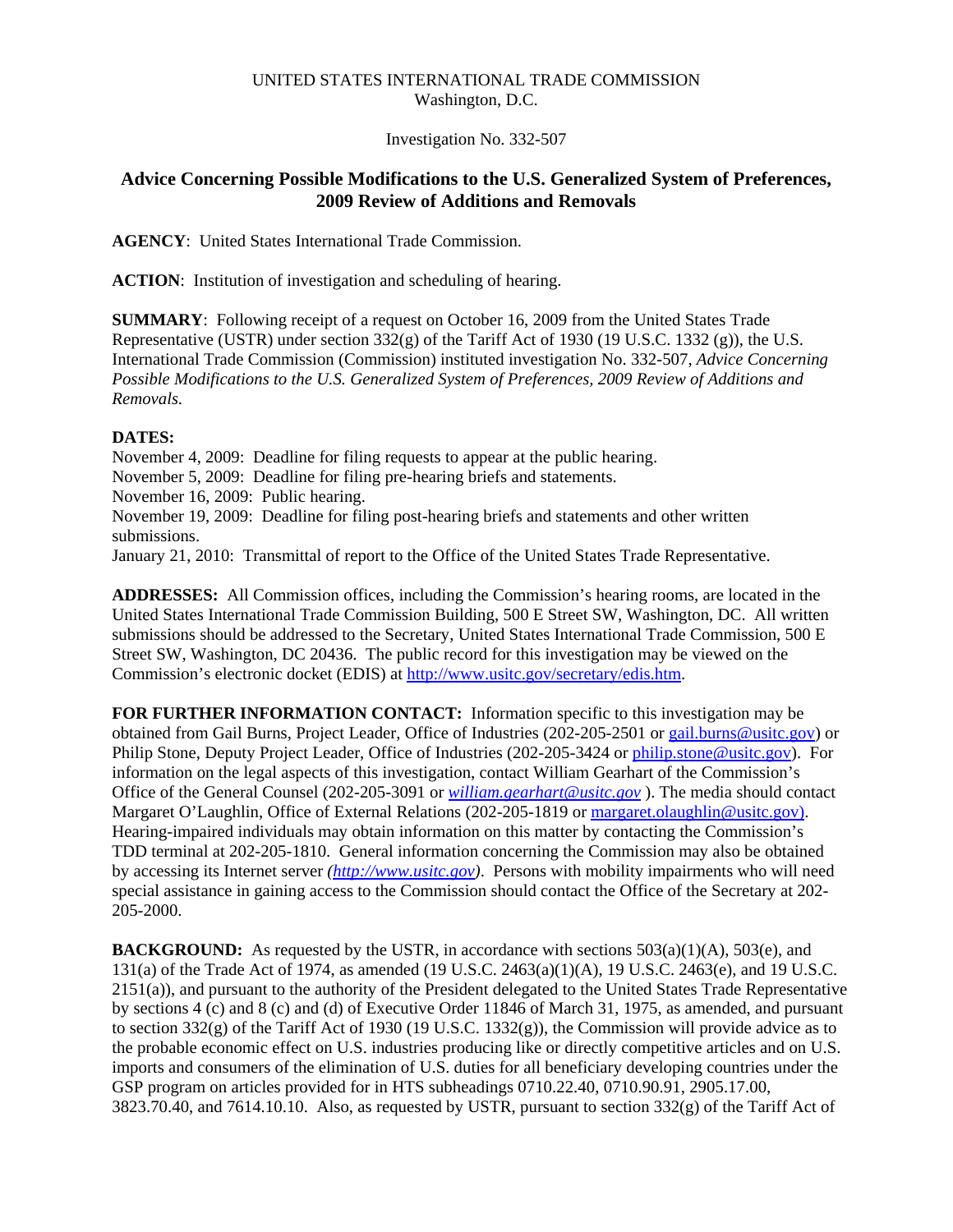UNITED STATES INTERNATIONAL TRADE COMMISSION
Washington, D.C.

Investigation No. 332-507

# Advice Concerning Possible Modifications to the U.S. Generalized System of Preferences, 2009 Review of Additions and Removals

**AGENCY**: United States International Trade Commission.

**ACTION**: Institution of investigation and scheduling of hearing.

**SUMMARY**: Following receipt of a request on October 16, 2009 from the United States Trade Representative (USTR) under section 332(g) of the Tariff Act of 1930 (19 U.S.C. 1332 (g)), the U.S. International Trade Commission (Commission) instituted investigation No. 332-507, *Advice Concerning Possible Modifications to the U.S. Generalized System of Preferences, 2009 Review of Additions and Removals.*

**DATES:**
November 4, 2009: Deadline for filing requests to appear at the public hearing.
November 5, 2009: Deadline for filing pre-hearing briefs and statements.
November 16, 2009: Public hearing.
November 19, 2009: Deadline for filing post-hearing briefs and statements and other written submissions.
January 21, 2010: Transmittal of report to the Office of the United States Trade Representative.

**ADDRESSES:** All Commission offices, including the Commission's hearing rooms, are located in the United States International Trade Commission Building, 500 E Street SW, Washington, DC. All written submissions should be addressed to the Secretary, United States International Trade Commission, 500 E Street SW, Washington, DC 20436. The public record for this investigation may be viewed on the Commission's electronic docket (EDIS) at http://www.usitc.gov/secretary/edis.htm.

**FOR FURTHER INFORMATION CONTACT:** Information specific to this investigation may be obtained from Gail Burns, Project Leader, Office of Industries (202-205-2501 or gail.burns@usitc.gov) or Philip Stone, Deputy Project Leader, Office of Industries (202-205-3424 or philip.stone@usitc.gov). For information on the legal aspects of this investigation, contact William Gearhart of the Commission's Office of the General Counsel (202-205-3091 or *william.gearhart@usitc.gov* ). The media should contact Margaret O'Laughlin, Office of External Relations (202-205-1819 or margaret.olaughlin@usitc.gov). Hearing-impaired individuals may obtain information on this matter by contacting the Commission's TDD terminal at 202-205-1810. General information concerning the Commission may also be obtained by accessing its Internet server *(http://www.usitc.gov)*. Persons with mobility impairments who will need special assistance in gaining access to the Commission should contact the Office of the Secretary at 202-205-2000.

**BACKGROUND:** As requested by the USTR, in accordance with sections 503(a)(1)(A), 503(e), and 131(a) of the Trade Act of 1974, as amended (19 U.S.C. 2463(a)(1)(A), 19 U.S.C. 2463(e), and 19 U.S.C. 2151(a)), and pursuant to the authority of the President delegated to the United States Trade Representative by sections 4 (c) and 8 (c) and (d) of Executive Order 11846 of March 31, 1975, as amended, and pursuant to section 332(g) of the Tariff Act of 1930 (19 U.S.C. 1332(g)), the Commission will provide advice as to the probable economic effect on U.S. industries producing like or directly competitive articles and on U.S. imports and consumers of the elimination of U.S. duties for all beneficiary developing countries under the GSP program on articles provided for in HTS subheadings 0710.22.40, 0710.90.91, 2905.17.00, 3823.70.40, and 7614.10.10. Also, as requested by USTR, pursuant to section 332(g) of the Tariff Act of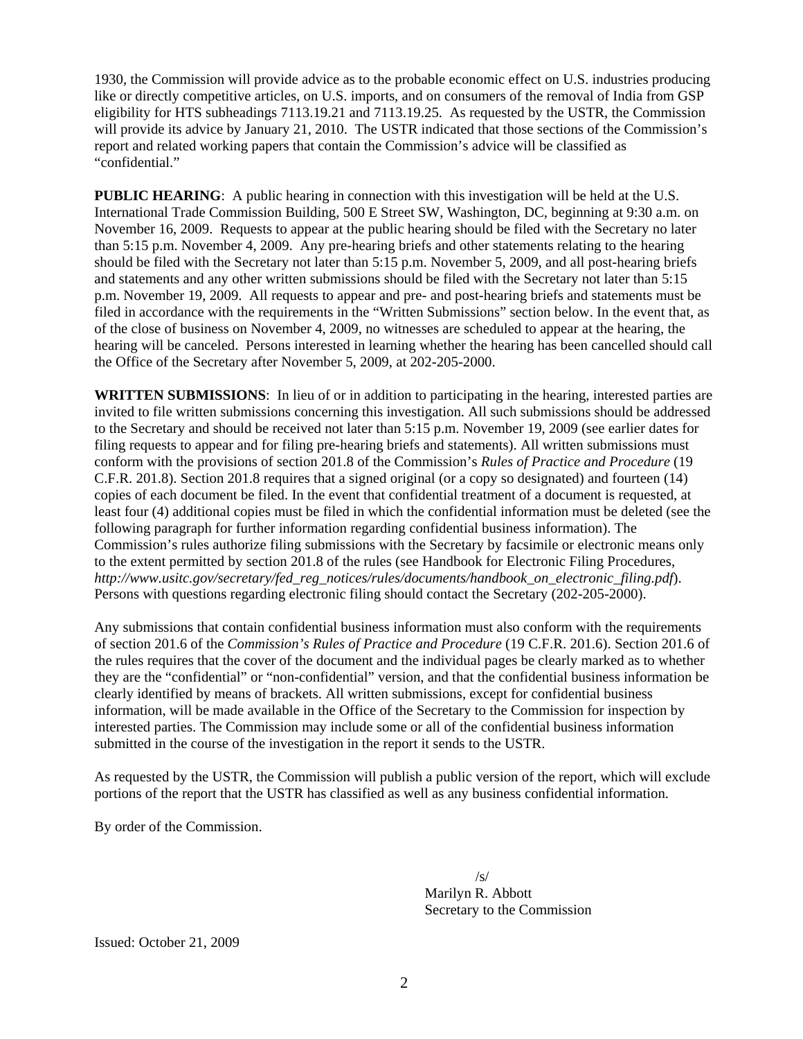1930, the Commission will provide advice as to the probable economic effect on U.S. industries producing like or directly competitive articles, on U.S. imports, and on consumers of the removal of India from GSP eligibility for HTS subheadings 7113.19.21 and 7113.19.25. As requested by the USTR, the Commission will provide its advice by January 21, 2010. The USTR indicated that those sections of the Commission's report and related working papers that contain the Commission's advice will be classified as "confidential."

**PUBLIC HEARING**: A public hearing in connection with this investigation will be held at the U.S. International Trade Commission Building, 500 E Street SW, Washington, DC, beginning at 9:30 a.m. on November 16, 2009. Requests to appear at the public hearing should be filed with the Secretary no later than 5:15 p.m. November 4, 2009. Any pre-hearing briefs and other statements relating to the hearing should be filed with the Secretary not later than 5:15 p.m. November 5, 2009, and all post-hearing briefs and statements and any other written submissions should be filed with the Secretary not later than 5:15 p.m. November 19, 2009. All requests to appear and pre- and post-hearing briefs and statements must be filed in accordance with the requirements in the "Written Submissions" section below. In the event that, as of the close of business on November 4, 2009, no witnesses are scheduled to appear at the hearing, the hearing will be canceled. Persons interested in learning whether the hearing has been cancelled should call the Office of the Secretary after November 5, 2009, at 202-205-2000.

**WRITTEN SUBMISSIONS**: In lieu of or in addition to participating in the hearing, interested parties are invited to file written submissions concerning this investigation. All such submissions should be addressed to the Secretary and should be received not later than 5:15 p.m. November 19, 2009 (see earlier dates for filing requests to appear and for filing pre-hearing briefs and statements). All written submissions must conform with the provisions of section 201.8 of the Commission's *Rules of Practice and Procedure* (19 C.F.R. 201.8). Section 201.8 requires that a signed original (or a copy so designated) and fourteen (14) copies of each document be filed. In the event that confidential treatment of a document is requested, at least four (4) additional copies must be filed in which the confidential information must be deleted (see the following paragraph for further information regarding confidential business information). The Commission's rules authorize filing submissions with the Secretary by facsimile or electronic means only to the extent permitted by section 201.8 of the rules (see Handbook for Electronic Filing Procedures, *http://www.usitc.gov/secretary/fed_reg_notices/rules/documents/handbook_on_electronic_filing.pdf*). Persons with questions regarding electronic filing should contact the Secretary (202-205-2000).

Any submissions that contain confidential business information must also conform with the requirements of section 201.6 of the *Commission's Rules of Practice and Procedure* (19 C.F.R. 201.6). Section 201.6 of the rules requires that the cover of the document and the individual pages be clearly marked as to whether they are the "confidential" or "non-confidential" version, and that the confidential business information be clearly identified by means of brackets. All written submissions, except for confidential business information, will be made available in the Office of the Secretary to the Commission for inspection by interested parties. The Commission may include some or all of the confidential business information submitted in the course of the investigation in the report it sends to the USTR.

As requested by the USTR, the Commission will publish a public version of the report, which will exclude portions of the report that the USTR has classified as well as any business confidential information.

By order of the Commission.

/s/
Marilyn R. Abbott
Secretary to the Commission

Issued: October 21, 2009